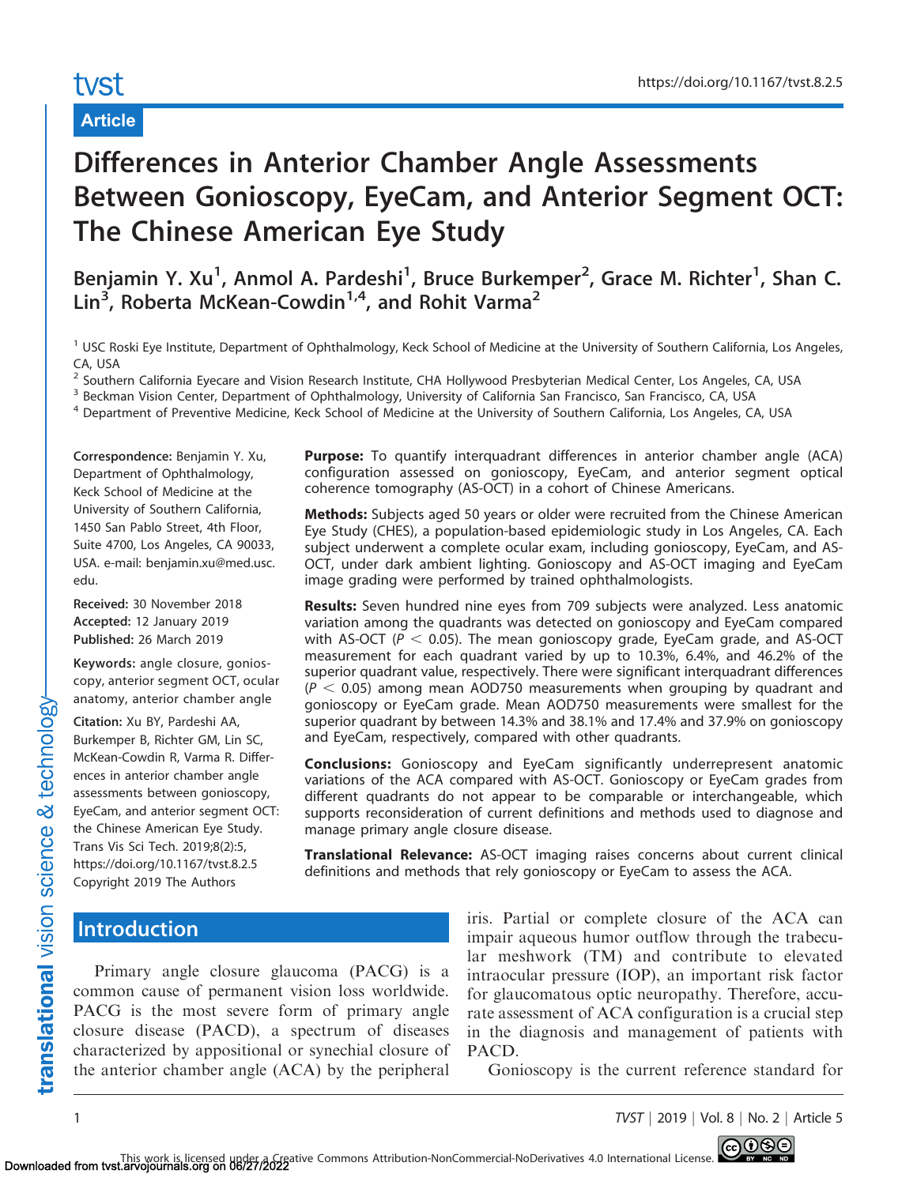# Differences in Anterior Chamber Angle Assessments Between Gonioscopy, EyeCam, and Anterior Segment OCT: The Chinese American Eye Study

**Benjamin Y. Xu[1], Anmol A. Pardeshi[1], Bruce Burkemper[2], Grace M. Richter[1], Shan C. Lin[3], Roberta McKean-Cowdin[1,4], and Rohit Varma[2]**

[1] USC Roski Eye Institute, Department of Ophthalmology, Keck School of Medicine at the University of Southern California, Los Angeles, CA, USA

[2] Southern California Eyecare and Vision Research Institute, CHA Hollywood Presbyterian Medical Center, Los Angeles, CA, USA

[3] Beckman Vision Center, Department of Ophthalmology, University of California San Francisco, San Francisco, CA, USA

[4] Department of Preventive Medicine, Keck School of Medicine at the University of Southern California, Los Angeles, CA, USA

**Correspondence:** Benjamin Y. Xu, Department of Ophthalmology, Keck School of Medicine at the University of Southern California, 1450 San Pablo Street, 4th Floor, Suite 4700, Los Angeles, CA 90033, USA. e-mail: benjamin.xu@med.usc.edu.

**Received:** 30 November 2018
**Accepted:** 12 January 2019
**Published:** 26 March 2019

**Keywords:** angle closure, gonioscopy, anterior segment OCT, ocular anatomy, anterior chamber angle

**Citation:** Xu BY, Pardeshi AA, Burkemper B, Richter GM, Lin SC, McKean-Cowdin R, Varma R. Differences in anterior chamber angle assessments between gonioscopy, EyeCam, and anterior segment OCT: the Chinese American Eye Study. Trans Vis Sci Tech. 2019;8(2):5, https://doi.org/10.1167/tvst.8.2.5
Copyright 2019 The Authors

**Purpose:** To quantify interquadrant differences in anterior chamber angle (ACA) configuration assessed on gonioscopy, EyeCam, and anterior segment optical coherence tomography (AS-OCT) in a cohort of Chinese Americans.

**Methods:** Subjects aged 50 years or older were recruited from the Chinese American Eye Study (CHES), a population-based epidemiologic study in Los Angeles, CA. Each subject underwent a complete ocular exam, including gonioscopy, EyeCam, and AS-OCT, under dark ambient lighting. Gonioscopy and AS-OCT imaging and EyeCam image grading were performed by trained ophthalmologists.

**Results:** Seven hundred nine eyes from 709 subjects were analyzed. Less anatomic variation among the quadrants was detected on gonioscopy and EyeCam compared with AS-OCT ($P < 0.05$). The mean gonioscopy grade, EyeCam grade, and AS-OCT measurement for each quadrant varied by up to 10.3%, 6.4%, and 46.2% of the superior quadrant value, respectively. There were significant interquadrant differences ($P < 0.05$) among mean AOD750 measurements when grouping by quadrant and gonioscopy or EyeCam grade. Mean AOD750 measurements were smallest for the superior quadrant by between 14.3% and 38.1% and 17.4% and 37.9% on gonioscopy and EyeCam, respectively, compared with other quadrants.

**Conclusions:** Gonioscopy and EyeCam significantly underrepresent anatomic variations of the ACA compared with AS-OCT. Gonioscopy or EyeCam grades from different quadrants do not appear to be comparable or interchangeable, which supports reconsideration of current definitions and methods used to diagnose and manage primary angle closure disease.

**Translational Relevance:** AS-OCT imaging raises concerns about current clinical definitions and methods that rely gonioscopy or EyeCam to assess the ACA.

## Introduction

Primary angle closure glaucoma (PACG) is a common cause of permanent vision loss worldwide. PACG is the most severe form of primary angle closure disease (PACD), a spectrum of diseases characterized by appositional or synechial closure of the anterior chamber angle (ACA) by the peripheral iris. Partial or complete closure of the ACA can impair aqueous humor outflow through the trabecular meshwork (TM) and contribute to elevated intraocular pressure (IOP), an important risk factor for glaucomatous optic neuropathy. Therefore, accurate assessment of ACA configuration is a crucial step in the diagnosis and management of patients with PACD.

Gonioscopy is the current reference standard for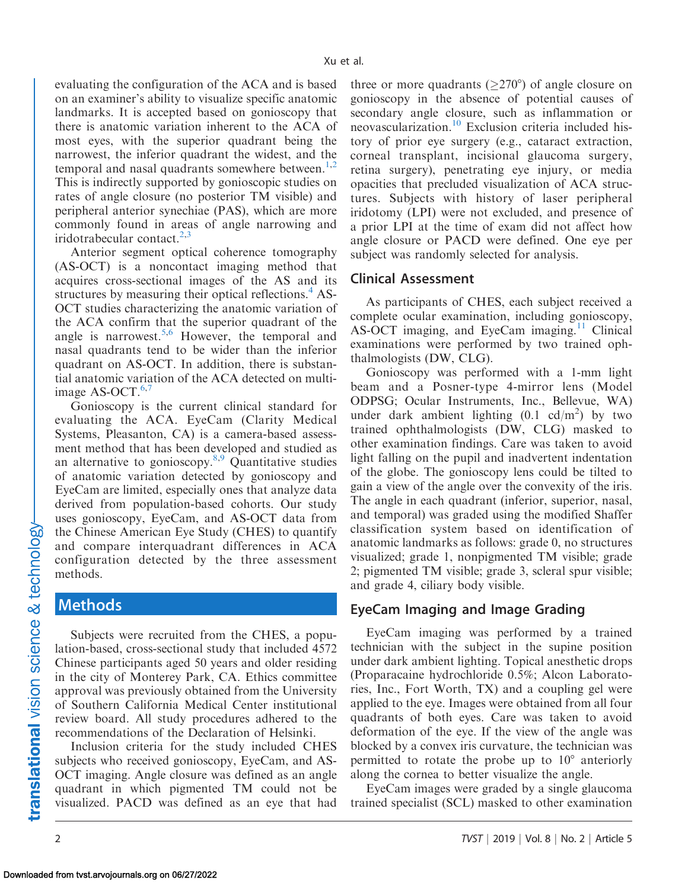evaluating the configuration of the ACA and is based on an examiner's ability to visualize specific anatomic landmarks. It is accepted based on gonioscopy that there is anatomic variation inherent to the ACA of most eyes, with the superior quadrant being the narrowest, the inferior quadrant the widest, and the temporal and nasal quadrants somewhere between.[1,2] This is indirectly supported by gonioscopic studies on rates of angle closure (no posterior TM visible) and peripheral anterior synechiae (PAS), which are more commonly found in areas of angle narrowing and iridotrabecular contact.[2,3]

Anterior segment optical coherence tomography (AS-OCT) is a noncontact imaging method that acquires cross-sectional images of the AS and its structures by measuring their optical reflections.[4] AS-OCT studies characterizing the anatomic variation of the ACA confirm that the superior quadrant of the angle is narrowest.[5,6] However, the temporal and nasal quadrants tend to be wider than the inferior quadrant on AS-OCT. In addition, there is substantial anatomic variation of the ACA detected on multi-image AS-OCT.[6,7]

Gonioscopy is the current clinical standard for evaluating the ACA. EyeCam (Clarity Medical Systems, Pleasanton, CA) is a camera-based assessment method that has been developed and studied as an alternative to gonioscopy.[8,9] Quantitative studies of anatomic variation detected by gonioscopy and EyeCam are limited, especially ones that analyze data derived from population-based cohorts. Our study uses gonioscopy, EyeCam, and AS-OCT data from the Chinese American Eye Study (CHES) to quantify and compare interquadrant differences in ACA configuration detected by the three assessment methods.

## Methods

Subjects were recruited from the CHES, a population-based, cross-sectional study that included 4572 Chinese participants aged 50 years and older residing in the city of Monterey Park, CA. Ethics committee approval was previously obtained from the University of Southern California Medical Center institutional review board. All study procedures adhered to the recommendations of the Declaration of Helsinki.

Inclusion criteria for the study included CHES subjects who received gonioscopy, EyeCam, and AS-OCT imaging. Angle closure was defined as an angle quadrant in which pigmented TM could not be visualized. PACD was defined as an eye that had three or more quadrants ($\geq 270°$) of angle closure on gonioscopy in the absence of potential causes of secondary angle closure, such as inflammation or neovascularization.[10] Exclusion criteria included history of prior eye surgery (e.g., cataract extraction, corneal transplant, incisional glaucoma surgery, retina surgery), penetrating eye injury, or media opacities that precluded visualization of ACA structures. Subjects with history of laser peripheral iridotomy (LPI) were not excluded, and presence of a prior LPI at the time of exam did not affect how angle closure or PACD were defined. One eye per subject was randomly selected for analysis.

### Clinical Assessment

As participants of CHES, each subject received a complete ocular examination, including gonioscopy, AS-OCT imaging, and EyeCam imaging.[11] Clinical examinations were performed by two trained ophthalmologists (DW, CLG).

Gonioscopy was performed with a 1-mm light beam and a Posner-type 4-mirror lens (Model ODPSG; Ocular Instruments, Inc., Bellevue, WA) under dark ambient lighting (0.1 cd/m$^2$) by two trained ophthalmologists (DW, CLG) masked to other examination findings. Care was taken to avoid light falling on the pupil and inadvertent indentation of the globe. The gonioscopy lens could be tilted to gain a view of the angle over the convexity of the iris. The angle in each quadrant (inferior, superior, nasal, and temporal) was graded using the modified Shaffer classification system based on identification of anatomic landmarks as follows: grade 0, no structures visualized; grade 1, nonpigmented TM visible; grade 2; pigmented TM visible; grade 3, scleral spur visible; and grade 4, ciliary body visible.

### EyeCam Imaging and Image Grading

EyeCam imaging was performed by a trained technician with the subject in the supine position under dark ambient lighting. Topical anesthetic drops (Proparacaine hydrochloride 0.5%; Alcon Laboratories, Inc., Fort Worth, TX) and a coupling gel were applied to the eye. Images were obtained from all four quadrants of both eyes. Care was taken to avoid deformation of the eye. If the view of the angle was blocked by a convex iris curvature, the technician was permitted to rotate the probe up to 10° anteriorly along the cornea to better visualize the angle.

EyeCam images were graded by a single glaucoma trained specialist (SCL) masked to other examination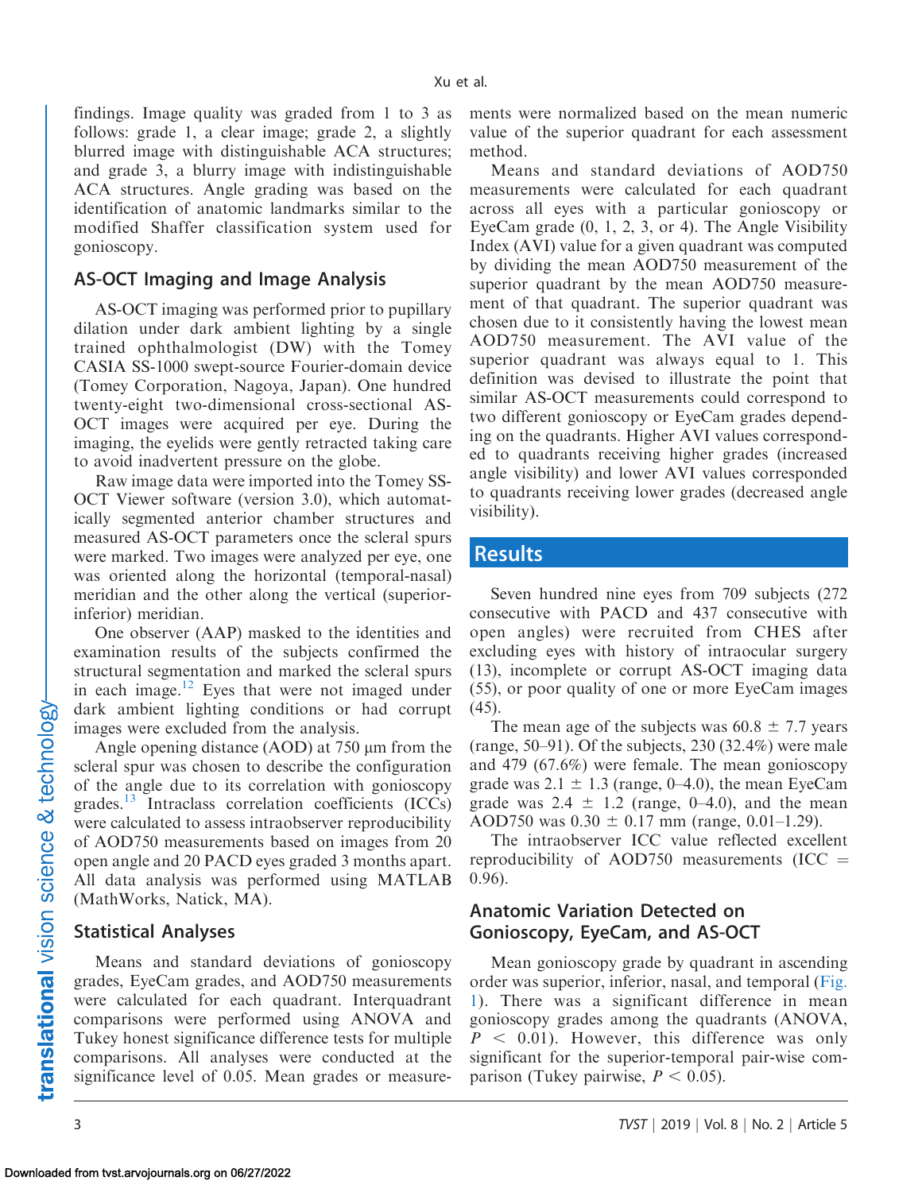findings. Image quality was graded from 1 to 3 as follows: grade 1, a clear image; grade 2, a slightly blurred image with distinguishable ACA structures; and grade 3, a blurry image with indistinguishable ACA structures. Angle grading was based on the identification of anatomic landmarks similar to the modified Shaffer classification system used for gonioscopy.

## AS-OCT Imaging and Image Analysis

AS-OCT imaging was performed prior to pupillary dilation under dark ambient lighting by a single trained ophthalmologist (DW) with the Tomey CASIA SS-1000 swept-source Fourier-domain device (Tomey Corporation, Nagoya, Japan). One hundred twenty-eight two-dimensional cross-sectional AS-OCT images were acquired per eye. During the imaging, the eyelids were gently retracted taking care to avoid inadvertent pressure on the globe.

Raw image data were imported into the Tomey SS-OCT Viewer software (version 3.0), which automatically segmented anterior chamber structures and measured AS-OCT parameters once the scleral spurs were marked. Two images were analyzed per eye, one was oriented along the horizontal (temporal-nasal) meridian and the other along the vertical (superior-inferior) meridian.

One observer (AAP) masked to the identities and examination results of the subjects confirmed the structural segmentation and marked the scleral spurs in each image.[12] Eyes that were not imaged under dark ambient lighting conditions or had corrupt images were excluded from the analysis.

Angle opening distance (AOD) at 750 µm from the scleral spur was chosen to describe the configuration of the angle due to its correlation with gonioscopy grades.[13] Intraclass correlation coefficients (ICCs) were calculated to assess intraobserver reproducibility of AOD750 measurements based on images from 20 open angle and 20 PACD eyes graded 3 months apart. All data analysis was performed using MATLAB (MathWorks, Natick, MA).

## Statistical Analyses

Means and standard deviations of gonioscopy grades, EyeCam grades, and AOD750 measurements were calculated for each quadrant. Interquadrant comparisons were performed using ANOVA and Tukey honest significance difference tests for multiple comparisons. All analyses were conducted at the significance level of 0.05. Mean grades or measurements were normalized based on the mean numeric value of the superior quadrant for each assessment method.

Means and standard deviations of AOD750 measurements were calculated for each quadrant across all eyes with a particular gonioscopy or EyeCam grade (0, 1, 2, 3, or 4). The Angle Visibility Index (AVI) value for a given quadrant was computed by dividing the mean AOD750 measurement of the superior quadrant by the mean AOD750 measurement of that quadrant. The superior quadrant was chosen due to it consistently having the lowest mean AOD750 measurement. The AVI value of the superior quadrant was always equal to 1. This definition was devised to illustrate the point that similar AS-OCT measurements could correspond to two different gonioscopy or EyeCam grades depending on the quadrants. Higher AVI values corresponded to quadrants receiving higher grades (increased angle visibility) and lower AVI values corresponded to quadrants receiving lower grades (decreased angle visibility).

# Results

Seven hundred nine eyes from 709 subjects (272 consecutive with PACD and 437 consecutive with open angles) were recruited from CHES after excluding eyes with history of intraocular surgery (13), incomplete or corrupt AS-OCT imaging data (55), or poor quality of one or more EyeCam images (45).

The mean age of the subjects was $60.8 \pm 7.7$ years (range, 50–91). Of the subjects, 230 (32.4%) were male and 479 (67.6%) were female. The mean gonioscopy grade was $2.1 \pm 1.3$ (range, 0–4.0), the mean EyeCam grade was $2.4 \pm 1.2$ (range, 0–4.0), and the mean AOD750 was $0.30 \pm 0.17$ mm (range, 0.01–1.29).

The intraobserver ICC value reflected excellent reproducibility of AOD750 measurements (ICC = 0.96).

## Anatomic Variation Detected on Gonioscopy, EyeCam, and AS-OCT

Mean gonioscopy grade by quadrant in ascending order was superior, inferior, nasal, and temporal (Fig. 1). There was a significant difference in mean gonioscopy grades among the quadrants (ANOVA, $P < 0.01$). However, this difference was only significant for the superior-temporal pair-wise comparison (Tukey pairwise, $P < 0.05$).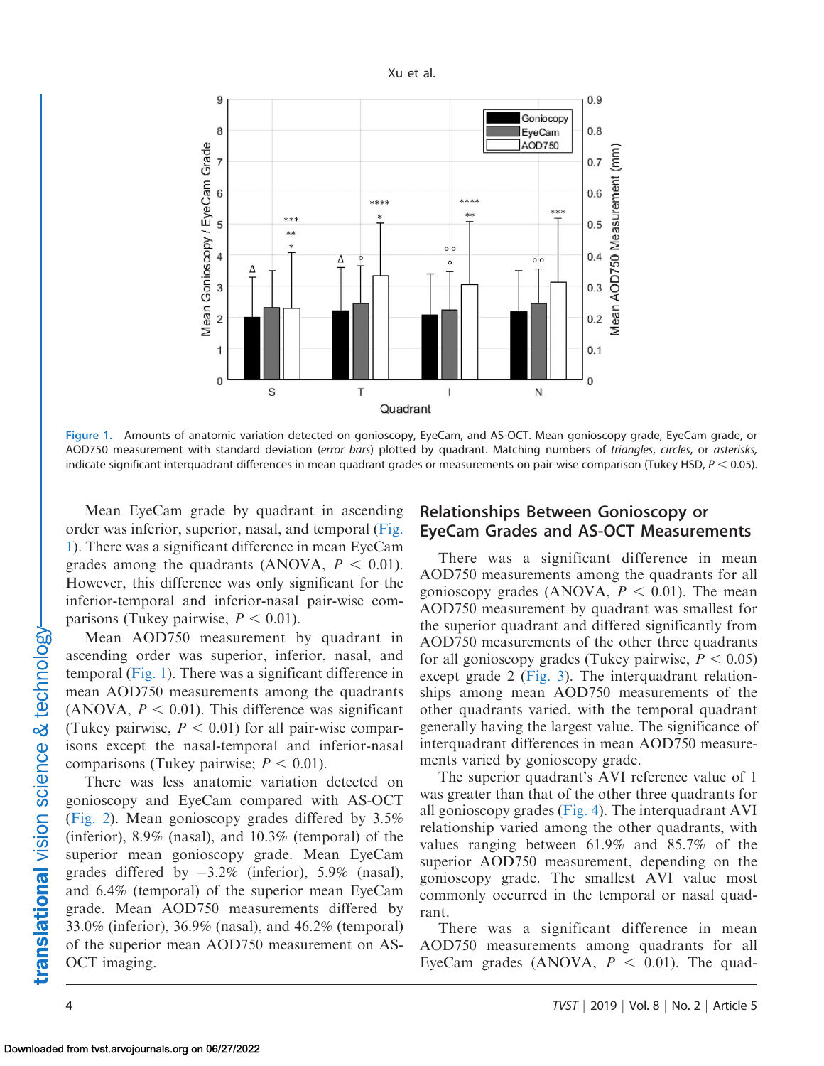Figure 1. Amounts of anatomic variation detected on gonioscopy, EyeCam, and AS-OCT. Mean gonioscopy grade, EyeCam grade, or AOD750 measurement with standard deviation (*error bars*) plotted by quadrant. Matching numbers of *triangles*, *circles*, or *asterisks,* indicate significant interquadrant differences in mean quadrant grades or measurements on pair-wise comparison (Tukey HSD, $P < 0.05$).

Mean EyeCam grade by quadrant in ascending order was inferior, superior, nasal, and temporal (Fig. 1). There was a significant difference in mean EyeCam grades among the quadrants (ANOVA, $P < 0.01$). However, this difference was only significant for the inferior-temporal and inferior-nasal pair-wise comparisons (Tukey pairwise, $P < 0.01$).

Mean AOD750 measurement by quadrant in ascending order was superior, inferior, nasal, and temporal (Fig. 1). There was a significant difference in mean AOD750 measurements among the quadrants (ANOVA, $P < 0.01$). This difference was significant (Tukey pairwise, $P < 0.01$) for all pair-wise comparisons except the nasal-temporal and inferior-nasal comparisons (Tukey pairwise; $P < 0.01$).

There was less anatomic variation detected on gonioscopy and EyeCam compared with AS-OCT (Fig. 2). Mean gonioscopy grades differed by 3.5% (inferior), 8.9% (nasal), and 10.3% (temporal) of the superior mean gonioscopy grade. Mean EyeCam grades differed by −3.2% (inferior), 5.9% (nasal), and 6.4% (temporal) of the superior mean EyeCam grade. Mean AOD750 measurements differed by 33.0% (inferior), 36.9% (nasal), and 46.2% (temporal) of the superior mean AOD750 measurement on AS-OCT imaging.

## Relationships Between Gonioscopy or EyeCam Grades and AS-OCT Measurements

There was a significant difference in mean AOD750 measurements among the quadrants for all gonioscopy grades (ANOVA, $P < 0.01$). The mean AOD750 measurement by quadrant was smallest for the superior quadrant and differed significantly from AOD750 measurements of the other three quadrants for all gonioscopy grades (Tukey pairwise, $P < 0.05$) except grade 2 (Fig. 3). The interquadrant relationships among mean AOD750 measurements of the other quadrants varied, with the temporal quadrant generally having the largest value. The significance of interquadrant differences in mean AOD750 measurements varied by gonioscopy grade.

The superior quadrant's AVI reference value of 1 was greater than that of the other three quadrants for all gonioscopy grades (Fig. 4). The interquadrant AVI relationship varied among the other quadrants, with values ranging between 61.9% and 85.7% of the superior AOD750 measurement, depending on the gonioscopy grade. The smallest AVI value most commonly occurred in the temporal or nasal quadrant.

There was a significant difference in mean AOD750 measurements among quadrants for all EyeCam grades (ANOVA, $P < 0.01$). The quad-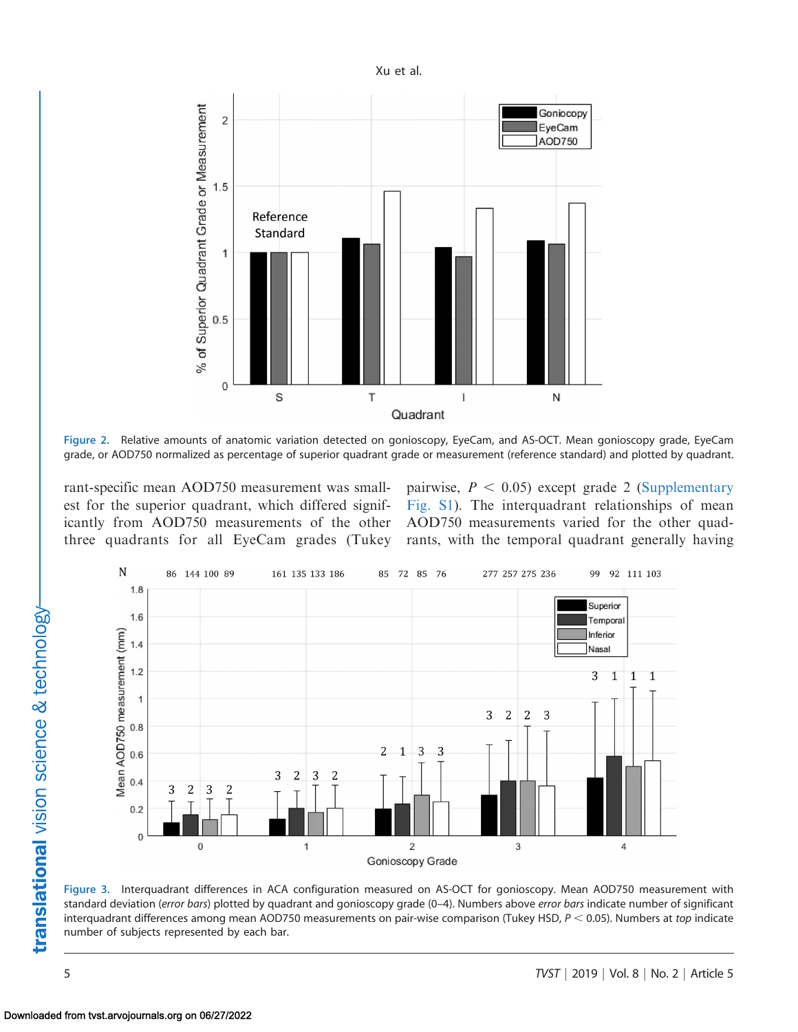Figure 2. Relative amounts of anatomic variation detected on gonioscopy, EyeCam, and AS-OCT. Mean gonioscopy grade, EyeCam grade, or AOD750 normalized as percentage of superior quadrant grade or measurement (reference standard) and plotted by quadrant.

rant-specific mean AOD750 measurement was smallest for the superior quadrant, which differed significantly from AOD750 measurements of the other three quadrants for all EyeCam grades (Tukey pairwise, $P < 0.05$) except grade 2 (Supplementary Fig. S1). The interquadrant relationships of mean AOD750 measurements varied for the other quadrants, with the temporal quadrant generally having

Figure 3. Interquadrant differences in ACA configuration measured on AS-OCT for gonioscopy. Mean AOD750 measurement with standard deviation (*error bars*) plotted by quadrant and gonioscopy grade (0–4). Numbers above *error bars* indicate number of significant interquadrant differences among mean AOD750 measurements on pair-wise comparison (Tukey HSD, $P < 0.05$). Numbers at *top* indicate number of subjects represented by each bar.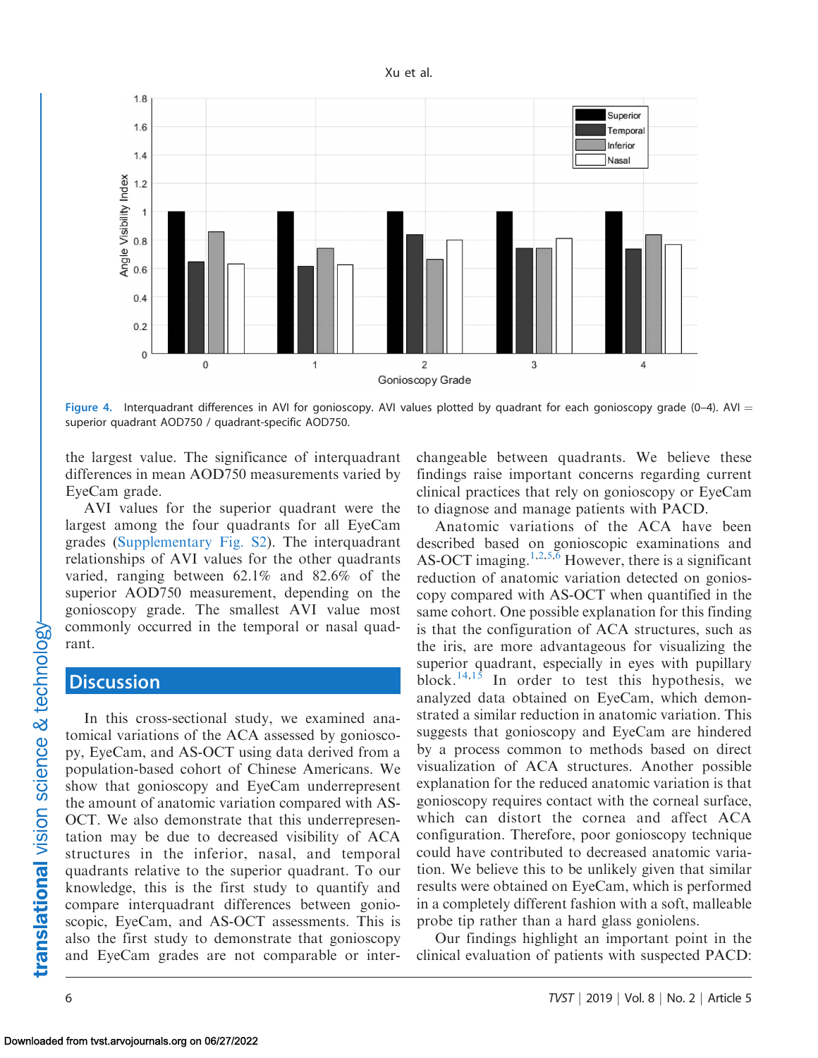Figure 4. Interquadrant differences in AVI for gonioscopy. AVI values plotted by quadrant for each gonioscopy grade (0–4). AVI = superior quadrant AOD750 / quadrant-specific AOD750.

the largest value. The significance of interquadrant differences in mean AOD750 measurements varied by EyeCam grade.

AVI values for the superior quadrant were the largest among the four quadrants for all EyeCam grades (Supplementary Fig. S2). The interquadrant relationships of AVI values for the other quadrants varied, ranging between 62.1% and 82.6% of the superior AOD750 measurement, depending on the gonioscopy grade. The smallest AVI value most commonly occurred in the temporal or nasal quadrant.

## Discussion

In this cross-sectional study, we examined anatomical variations of the ACA assessed by gonioscopy, EyeCam, and AS-OCT using data derived from a population-based cohort of Chinese Americans. We show that gonioscopy and EyeCam underrepresent the amount of anatomic variation compared with AS-OCT. We also demonstrate that this underrepresentation may be due to decreased visibility of ACA structures in the inferior, nasal, and temporal quadrants relative to the superior quadrant. To our knowledge, this is the first study to quantify and compare interquadrant differences between gonioscopic, EyeCam, and AS-OCT assessments. This is also the first study to demonstrate that gonioscopy and EyeCam grades are not comparable or interchangeable between quadrants. We believe these findings raise important concerns regarding current clinical practices that rely on gonioscopy or EyeCam to diagnose and manage patients with PACD.

Anatomic variations of the ACA have been described based on gonioscopic examinations and AS-OCT imaging.[1,2,5,6] However, there is a significant reduction of anatomic variation detected on gonioscopy compared with AS-OCT when quantified in the same cohort. One possible explanation for this finding is that the configuration of ACA structures, such as the iris, are more advantageous for visualizing the superior quadrant, especially in eyes with pupillary block.[14,15] In order to test this hypothesis, we analyzed data obtained on EyeCam, which demonstrated a similar reduction in anatomic variation. This suggests that gonioscopy and EyeCam are hindered by a process common to methods based on direct visualization of ACA structures. Another possible explanation for the reduced anatomic variation is that gonioscopy requires contact with the corneal surface, which can distort the cornea and affect ACA configuration. Therefore, poor gonioscopy technique could have contributed to decreased anatomic variation. We believe this to be unlikely given that similar results were obtained on EyeCam, which is performed in a completely different fashion with a soft, malleable probe tip rather than a hard glass goniolens.

Our findings highlight an important point in the clinical evaluation of patients with suspected PACD: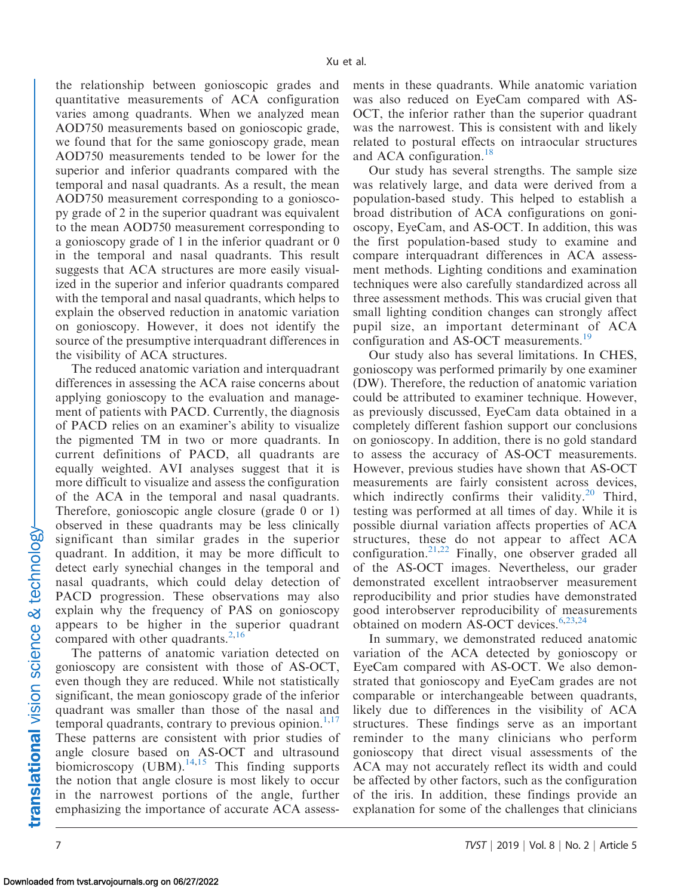the relationship between gonioscopic grades and quantitative measurements of ACA configuration varies among quadrants. When we analyzed mean AOD750 measurements based on gonioscopic grade, we found that for the same gonioscopy grade, mean AOD750 measurements tended to be lower for the superior and inferior quadrants compared with the temporal and nasal quadrants. As a result, the mean AOD750 measurement corresponding to a gonioscopy grade of 2 in the superior quadrant was equivalent to the mean AOD750 measurement corresponding to a gonioscopy grade of 1 in the inferior quadrant or 0 in the temporal and nasal quadrants. This result suggests that ACA structures are more easily visualized in the superior and inferior quadrants compared with the temporal and nasal quadrants, which helps to explain the observed reduction in anatomic variation on gonioscopy. However, it does not identify the source of the presumptive interquadrant differences in the visibility of ACA structures.

The reduced anatomic variation and interquadrant differences in assessing the ACA raise concerns about applying gonioscopy to the evaluation and management of patients with PACD. Currently, the diagnosis of PACD relies on an examiner's ability to visualize the pigmented TM in two or more quadrants. In current definitions of PACD, all quadrants are equally weighted. AVI analyses suggest that it is more difficult to visualize and assess the configuration of the ACA in the temporal and nasal quadrants. Therefore, gonioscopic angle closure (grade 0 or 1) observed in these quadrants may be less clinically significant than similar grades in the superior quadrant. In addition, it may be more difficult to detect early synechial changes in the temporal and nasal quadrants, which could delay detection of PACD progression. These observations may also explain why the frequency of PAS on gonioscopy appears to be higher in the superior quadrant compared with other quadrants.[2,16]

The patterns of anatomic variation detected on gonioscopy are consistent with those of AS-OCT, even though they are reduced. While not statistically significant, the mean gonioscopy grade of the inferior quadrant was smaller than those of the nasal and temporal quadrants, contrary to previous opinion.[1,17] These patterns are consistent with prior studies of angle closure based on AS-OCT and ultrasound biomicroscopy (UBM).[14,15] This finding supports the notion that angle closure is most likely to occur in the narrowest portions of the angle, further emphasizing the importance of accurate ACA assessments in these quadrants. While anatomic variation was also reduced on EyeCam compared with AS-OCT, the inferior rather than the superior quadrant was the narrowest. This is consistent with and likely related to postural effects on intraocular structures and ACA configuration.[18]

Our study has several strengths. The sample size was relatively large, and data were derived from a population-based study. This helped to establish a broad distribution of ACA configurations on gonioscopy, EyeCam, and AS-OCT. In addition, this was the first population-based study to examine and compare interquadrant differences in ACA assessment methods. Lighting conditions and examination techniques were also carefully standardized across all three assessment methods. This was crucial given that small lighting condition changes can strongly affect pupil size, an important determinant of ACA configuration and AS-OCT measurements.[19]

Our study also has several limitations. In CHES, gonioscopy was performed primarily by one examiner (DW). Therefore, the reduction of anatomic variation could be attributed to examiner technique. However, as previously discussed, EyeCam data obtained in a completely different fashion support our conclusions on gonioscopy. In addition, there is no gold standard to assess the accuracy of AS-OCT measurements. However, previous studies have shown that AS-OCT measurements are fairly consistent across devices, which indirectly confirms their validity.[20] Third, testing was performed at all times of day. While it is possible diurnal variation affects properties of ACA structures, these do not appear to affect ACA configuration.[21,22] Finally, one observer graded all of the AS-OCT images. Nevertheless, our grader demonstrated excellent intraobserver measurement reproducibility and prior studies have demonstrated good interobserver reproducibility of measurements obtained on modern AS-OCT devices.[6,23,24]

In summary, we demonstrated reduced anatomic variation of the ACA detected by gonioscopy or EyeCam compared with AS-OCT. We also demonstrated that gonioscopy and EyeCam grades are not comparable or interchangeable between quadrants, likely due to differences in the visibility of ACA structures. These findings serve as an important reminder to the many clinicians who perform gonioscopy that direct visual assessments of the ACA may not accurately reflect its width and could be affected by other factors, such as the configuration of the iris. In addition, these findings provide an explanation for some of the challenges that clinicians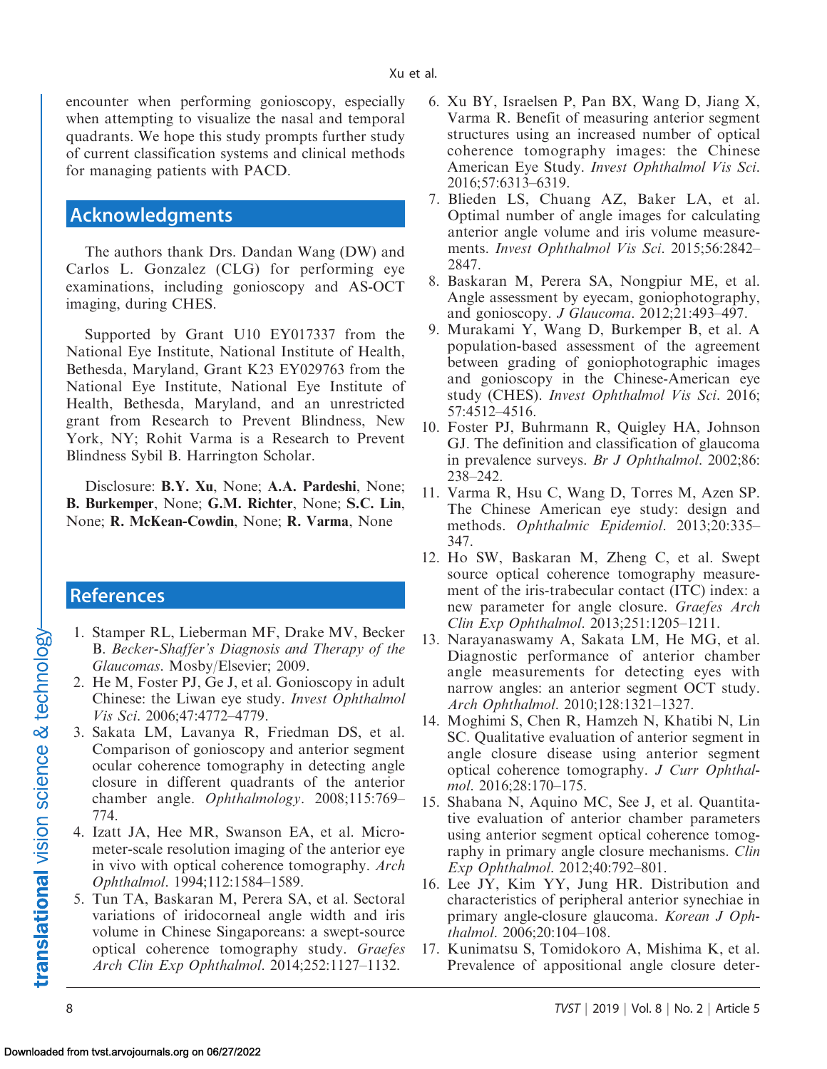encounter when performing gonioscopy, especially when attempting to visualize the nasal and temporal quadrants. We hope this study prompts further study of current classification systems and clinical methods for managing patients with PACD.

## Acknowledgments

The authors thank Drs. Dandan Wang (DW) and Carlos L. Gonzalez (CLG) for performing eye examinations, including gonioscopy and AS-OCT imaging, during CHES.

Supported by Grant U10 EY017337 from the National Eye Institute, National Institute of Health, Bethesda, Maryland, Grant K23 EY029763 from the National Eye Institute, National Eye Institute of Health, Bethesda, Maryland, and an unrestricted grant from Research to Prevent Blindness, New York, NY; Rohit Varma is a Research to Prevent Blindness Sybil B. Harrington Scholar.

Disclosure: **B.Y. Xu**, None; **A.A. Pardeshi**, None; **B. Burkemper**, None; **G.M. Richter**, None; **S.C. Lin**, None; **R. McKean-Cowdin**, None; **R. Varma**, None

## References

1. Stamper RL, Lieberman MF, Drake MV, Becker B. *Becker-Shaffer's Diagnosis and Therapy of the Glaucomas*. Mosby/Elsevier; 2009.
2. He M, Foster PJ, Ge J, et al. Gonioscopy in adult Chinese: the Liwan eye study. *Invest Ophthalmol Vis Sci*. 2006;47:4772–4779.
3. Sakata LM, Lavanya R, Friedman DS, et al. Comparison of gonioscopy and anterior segment ocular coherence tomography in detecting angle closure in different quadrants of the anterior chamber angle. *Ophthalmology*. 2008;115:769–774.
4. Izatt JA, Hee MR, Swanson EA, et al. Micrometer-scale resolution imaging of the anterior eye in vivo with optical coherence tomography. *Arch Ophthalmol*. 1994;112:1584–1589.
5. Tun TA, Baskaran M, Perera SA, et al. Sectoral variations of iridocorneal angle width and iris volume in Chinese Singaporeans: a swept-source optical coherence tomography study. *Graefes Arch Clin Exp Ophthalmol*. 2014;252:1127–1132.
6. Xu BY, Israelsen P, Pan BX, Wang D, Jiang X, Varma R. Benefit of measuring anterior segment structures using an increased number of optical coherence tomography images: the Chinese American Eye Study. *Invest Ophthalmol Vis Sci*. 2016;57:6313–6319.
7. Blieden LS, Chuang AZ, Baker LA, et al. Optimal number of angle images for calculating anterior angle volume and iris volume measurements. *Invest Ophthalmol Vis Sci*. 2015;56:2842–2847.
8. Baskaran M, Perera SA, Nongpiur ME, et al. Angle assessment by eyecam, goniophotography, and gonioscopy. *J Glaucoma*. 2012;21:493–497.
9. Murakami Y, Wang D, Burkemper B, et al. A population-based assessment of the agreement between grading of goniophotographic images and gonioscopy in the Chinese-American eye study (CHES). *Invest Ophthalmol Vis Sci*. 2016; 57:4512–4516.
10. Foster PJ, Buhrmann R, Quigley HA, Johnson GJ. The definition and classification of glaucoma in prevalence surveys. *Br J Ophthalmol*. 2002;86: 238–242.
11. Varma R, Hsu C, Wang D, Torres M, Azen SP. The Chinese American eye study: design and methods. *Ophthalmic Epidemiol*. 2013;20:335–347.
12. Ho SW, Baskaran M, Zheng C, et al. Swept source optical coherence tomography measurement of the iris-trabecular contact (ITC) index: a new parameter for angle closure. *Graefes Arch Clin Exp Ophthalmol*. 2013;251:1205–1211.
13. Narayanaswamy A, Sakata LM, He MG, et al. Diagnostic performance of anterior chamber angle measurements for detecting eyes with narrow angles: an anterior segment OCT study. *Arch Ophthalmol*. 2010;128:1321–1327.
14. Moghimi S, Chen R, Hamzeh N, Khatibi N, Lin SC. Qualitative evaluation of anterior segment in angle closure disease using anterior segment optical coherence tomography. *J Curr Ophthalmol*. 2016;28:170–175.
15. Shabana N, Aquino MC, See J, et al. Quantitative evaluation of anterior chamber parameters using anterior segment optical coherence tomography in primary angle closure mechanisms. *Clin Exp Ophthalmol*. 2012;40:792–801.
16. Lee JY, Kim YY, Jung HR. Distribution and characteristics of peripheral anterior synechiae in primary angle-closure glaucoma. *Korean J Ophthalmol*. 2006;20:104–108.
17. Kunimatsu S, Tomidokoro A, Mishima K, et al. Prevalence of appositional angle closure deter-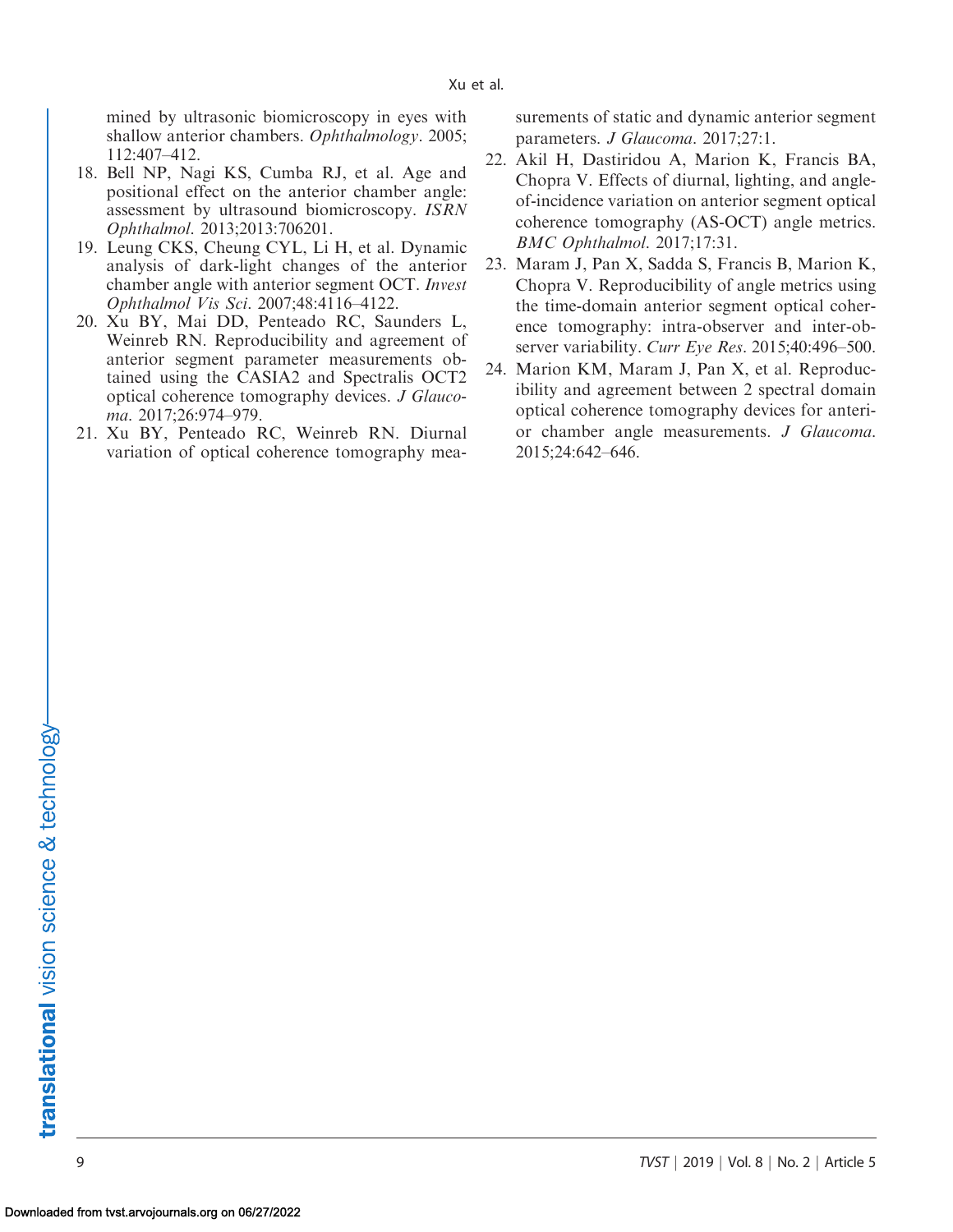mined by ultrasonic biomicroscopy in eyes with shallow anterior chambers. *Ophthalmology*. 2005; 112:407–412.

18. Bell NP, Nagi KS, Cumba RJ, et al. Age and positional effect on the anterior chamber angle: assessment by ultrasound biomicroscopy. *ISRN Ophthalmol*. 2013;2013:706201.
19. Leung CKS, Cheung CYL, Li H, et al. Dynamic analysis of dark-light changes of the anterior chamber angle with anterior segment OCT. *Invest Ophthalmol Vis Sci*. 2007;48:4116–4122.
20. Xu BY, Mai DD, Penteado RC, Saunders L, Weinreb RN. Reproducibility and agreement of anterior segment parameter measurements obtained using the CASIA2 and Spectralis OCT2 optical coherence tomography devices. *J Glaucoma*. 2017;26:974–979.
21. Xu BY, Penteado RC, Weinreb RN. Diurnal variation of optical coherence tomography measurements of static and dynamic anterior segment parameters. *J Glaucoma*. 2017;27:1.
22. Akil H, Dastiridou A, Marion K, Francis BA, Chopra V. Effects of diurnal, lighting, and angle-of-incidence variation on anterior segment optical coherence tomography (AS-OCT) angle metrics. *BMC Ophthalmol*. 2017;17:31.
23. Maram J, Pan X, Sadda S, Francis B, Marion K, Chopra V. Reproducibility of angle metrics using the time-domain anterior segment optical coherence tomography: intra-observer and inter-observer variability. *Curr Eye Res*. 2015;40:496–500.
24. Marion KM, Maram J, Pan X, et al. Reproducibility and agreement between 2 spectral domain optical coherence tomography devices for anterior chamber angle measurements. *J Glaucoma*. 2015;24:642–646.